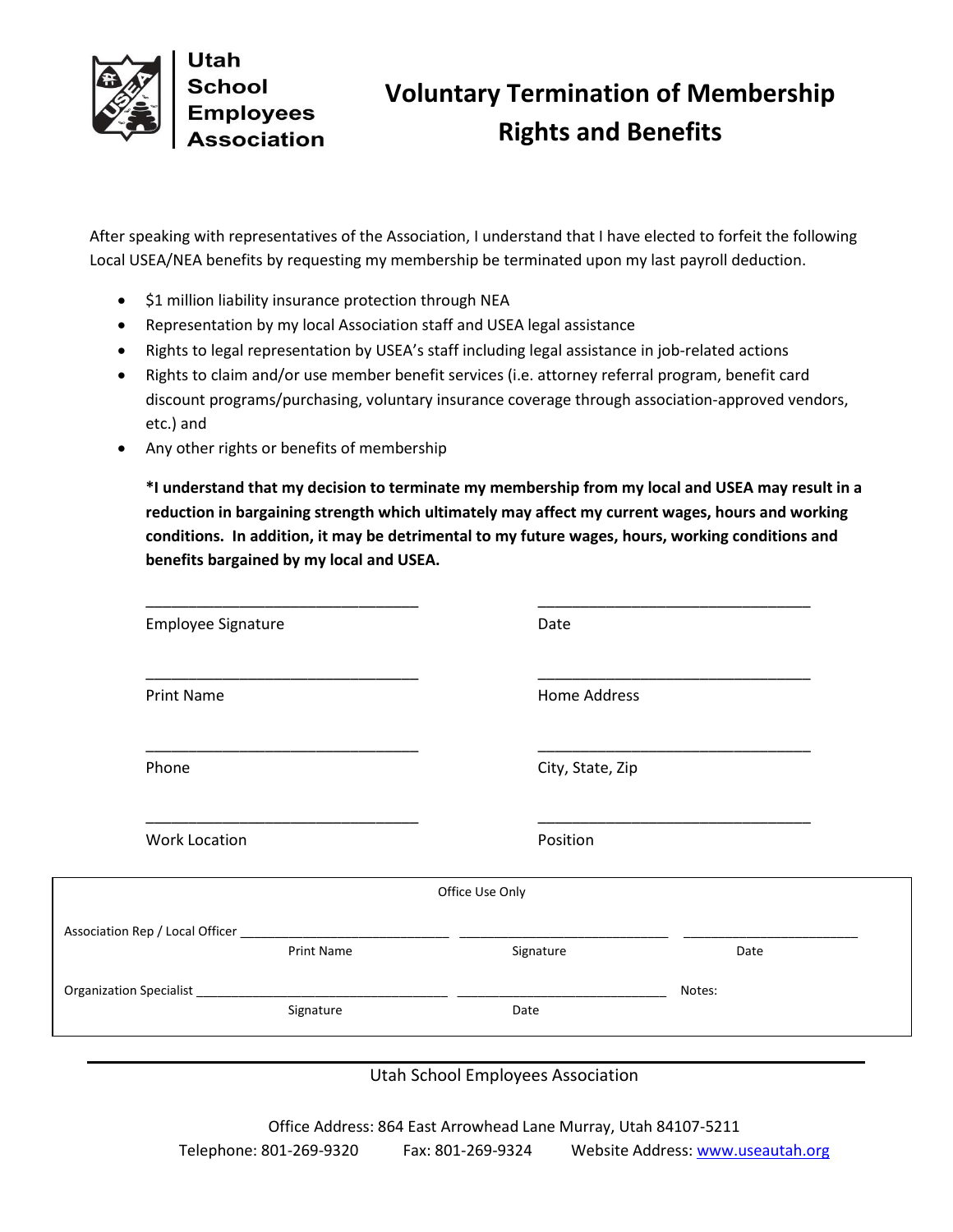Utah School Employees Association

# Voluntary Termination of Membership Rights and Benefits

After speaking with representatives of the Association, I understand that I have elected to forfeit the following Local USEA/NEA benefits by requesting my membership be terminated upon my last payroll deduction.

- $1 million liability insurance protection through NEA
- Representation by my local Association staff and USEA legal assistance
- Rights to legal representation by USEA's staff including legal assistance in job-related actions
- Rights to claim and/or use member benefit services (i.e. attorney referral program, benefit card discount programs/purchasing, voluntary insurance coverage through association-approved vendors, etc.) and
- Any other rights or benefits of membership

**\*I understand that my decision to terminate my membership from my local and USEA may result in a reduction in bargaining strength which ultimately may affect my current wages, hours and working conditions. In addition, it may be detrimental to my future wages, hours, working conditions and benefits bargained by my local and USEA.**

| | |
|---|---|
| ________________________________ | ________________________________ |
| Employee Signature | Date |
| ________________________________ | ________________________________ |
| Print Name | Home Address |
| ________________________________ | ________________________________ |
| Phone | City, State, Zip |
| ________________________________ | ________________________________ |
| Work Location | Position |

Office Use Only

Association Rep / Local Officer ____________________________ ____________________________ ________________________
Print Name Signature Date

Organization Specialist ________________________________ ____________________________ Notes:
Signature Date

Utah School Employees Association

Office Address: 864 East Arrowhead Lane Murray, Utah 84107-5211
Telephone: 801-269-9320 Fax: 801-269-9324 Website Address: www.useautah.org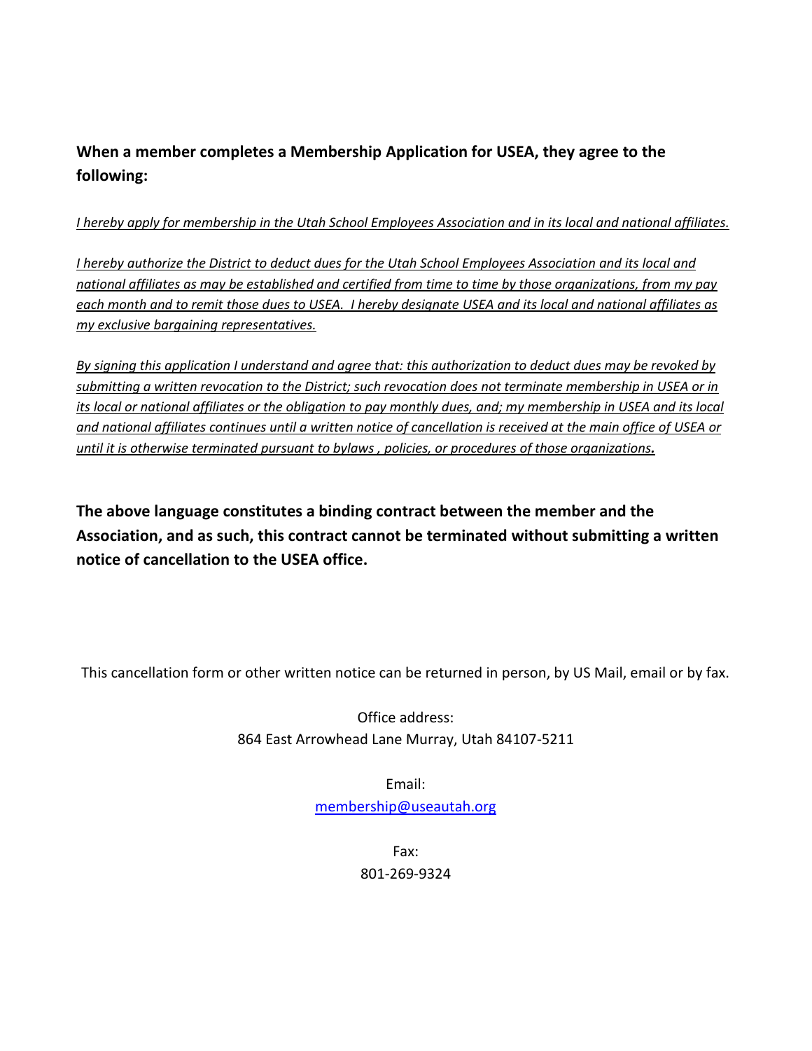**When a member completes a Membership Application for USEA, they agree to the following:**

*I hereby apply for membership in the Utah School Employees Association and in its local and national affiliates.*

*I hereby authorize the District to deduct dues for the Utah School Employees Association and its local and national affiliates as may be established and certified from time to time by those organizations, from my pay each month and to remit those dues to USEA. I hereby designate USEA and its local and national affiliates as my exclusive bargaining representatives.*

*By signing this application I understand and agree that: this authorization to deduct dues may be revoked by submitting a written revocation to the District; such revocation does not terminate membership in USEA or in its local or national affiliates or the obligation to pay monthly dues, and; my membership in USEA and its local and national affiliates continues until a written notice of cancellation is received at the main office of USEA or until it is otherwise terminated pursuant to bylaws , policies, or procedures of those organizations.*

**The above language constitutes a binding contract between the member and the Association, and as such, this contract cannot be terminated without submitting a written notice of cancellation to the USEA office.**

This cancellation form or other written notice can be returned in person, by US Mail, email or by fax.

Office address:
864 East Arrowhead Lane Murray, Utah 84107-5211

Email:
membership@useautah.org

Fax:
801-269-9324